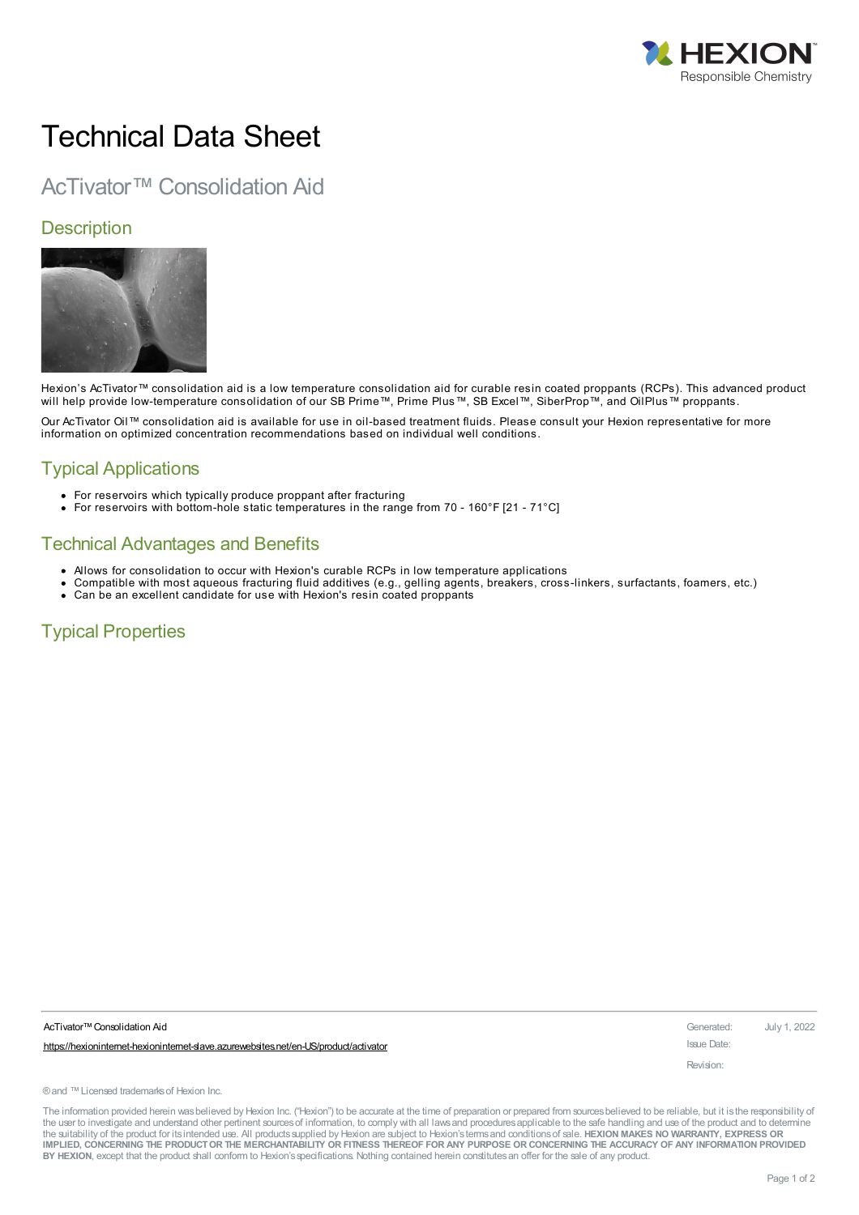# Technical Data Sheet

## AcTivator™ Consolidation Aid

### Description

Hexion's AcTivator™ consolidation aid is a low temperature consolidation aid for curable resin coated proppants (RCPs). This advanced product will help provide low-temperature consolidation of our SB Prime™, Prime Plus™, SB Excel™, SiberProp™, and OilPlus™ proppants.

Our AcTivator Oil™ consolidation aid is available for use in oil-based treatment fluids. Please consult your Hexion representative for more information on optimized concentration recommendations based on individual well conditions.

### Typical Applications

- For reservoirs which typically produce proppant after fracturing
- For reservoirs with bottom-hole static temperatures in the range from 70 - 160°F [21 - 71°C]

### Technical Advantages and Benefits

- Allows for consolidation to occur with Hexion's curable RCPs in low temperature applications
- Compatible with most aqueous fracturing fluid additives (e.g., gelling agents, breakers, cross-linkers, surfactants, foamers, etc.)
- Can be an excellent candidate for use with Hexion's resin coated proppants

### Typical Properties

AcTivator™ Consolidation Aid

https://hexioninternet-hexioninternet-slave.azurewebsites.net/en-US/product/activator

Generated: July 1, 2022

Issue Date:

Revision:

® and ™ Licensed trademarks of Hexion Inc.

The information provided herein was believed by Hexion Inc. ("Hexion") to be accurate at the time of preparation or prepared from sources believed to be reliable, but it is the responsibility of the user to investigate and understand other pertinent sources of information, to comply with all laws and procedures applicable to the safe handling and use of the product and to determine the suitability of the product for its intended use. All products supplied by Hexion are subject to Hexion's terms and conditions of sale. **HEXION MAKES NO WARRANTY, EXPRESS OR IMPLIED, CONCERNING THE PRODUCT OR THE MERCHANTABILITY OR FITNESS THEREOF FOR ANY PURPOSE OR CONCERNING THE ACCURACY OF ANY INFORMATION PROVIDED BY HEXION**, except that the product shall conform to Hexion's specifications. Nothing contained herein constitutes an offer for the sale of any product.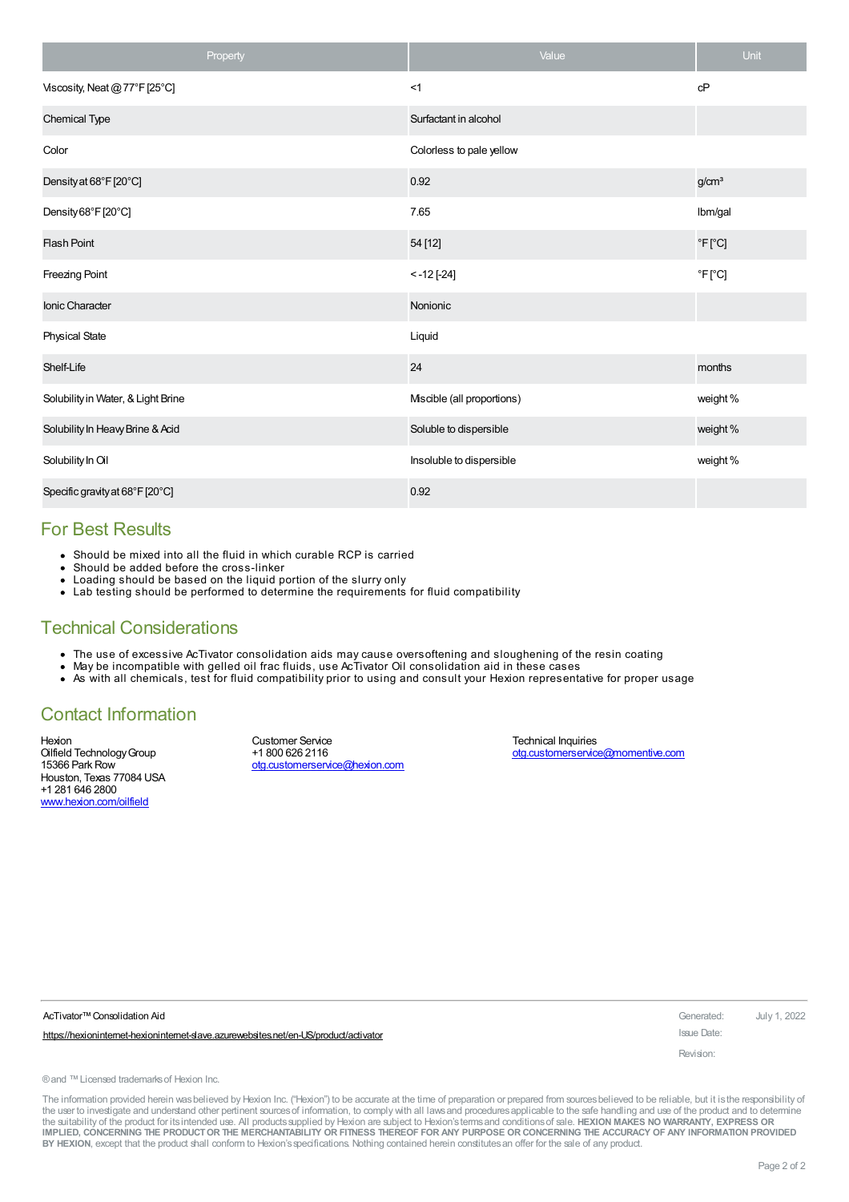| Property | Value | Unit |
| --- | --- | --- |
| Viscosity, Neat @ 77°F [25°C] | <1 | cP |
| Chemical Type | Surfactant in alcohol | |
| Color | Colorless to pale yellow | |
| Density at 68°F [20°C] | 0.92 | g/cm³ |
| Density 68°F [20°C] | 7.65 | lbm/gal |
| Flash Point | 54 [12] | °F [°C] |
| Freezing Point | < -12 [-24] | °F [°C] |
| Ionic Character | Nonionic | |
| Physical State | Liquid | |
| Shelf-Life | 24 | months |
| Solubility in Water, & Light Brine | Miscible (all proportions) | weight % |
| Solubility In Heavy Brine & Acid | Soluble to dispersible | weight % |
| Solubility In Oil | Insoluble to dispersible | weight % |
| Specific gravity at 68°F [20°C] | 0.92 | |

## For Best Results

- Should be mixed into all the fluid in which curable RCP is carried
- Should be added before the cross-linker
- Loading should be based on the liquid portion of the slurry only
- Lab testing should be performed to determine the requirements for fluid compatibility

## Technical Considerations

- The use of excessive AcTivator consolidation aids may cause oversoftening and sloughening of the resin coating
- May be incompatible with gelled oil frac fluids, use AcTivator Oil consolidation aid in these cases
- As with all chemicals, test for fluid compatibility prior to using and consult your Hexion representative for proper usage

## Contact Information

Hexion
Oilfield Technology Group
15366 Park Row
Houston, Texas 77084 USA
+1 281 646 2800
www.hexion.com/oilfield

Customer Service
+1 800 626 2116
otg.customerservice@hexion.com

Technical Inquiries
otg.customerservice@momentive.com

AcTivator™ Consolidation Aid

https://hexioninternet-hexioninternet-slave.azurewebsites.net/en-US/product/activator

Generated: July 1, 2022
Issue Date:
Revision:

® and ™ Licensed trademarks of Hexion Inc.

The information provided herein was believed by Hexion Inc. ("Hexion") to be accurate at the time of preparation or prepared from sources believed to be reliable, but it is the responsibility of the user to investigate and understand other pertinent sources of information, to comply with all laws and procedures applicable to the safe handling and use of the product and to determine the suitability of the product for its intended use. All products supplied by Hexion are subject to Hexion's terms and conditions of sale. **HEXION MAKES NO WARRANTY, EXPRESS OR IMPLIED, CONCERNING THE PRODUCT OR THE MERCHANTABILITY OR FITNESS THEREOF FOR ANY PURPOSE OR CONCERNING THE ACCURACY OF ANY INFORMATION PROVIDED BY HEXION**, except that the product shall conform to Hexion's specifications. Nothing contained herein constitutes an offer for the sale of any product.